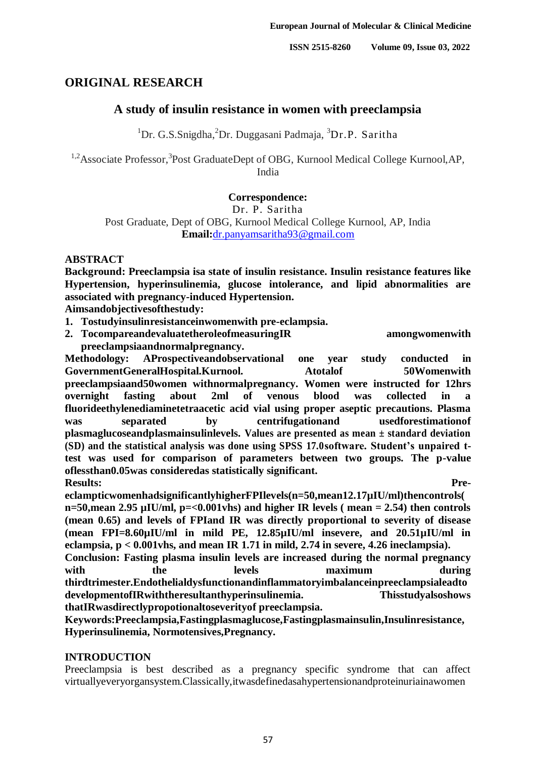## ORIGINAL RESEARCH

# A study of insulin resistance in women with preeclampsia

[1]Dr. G.S.Snigdha, [2]Dr. Duggasani Padmaja, [3]Dr.P. Saritha

[1,2]Associate Professor, [3]Post GraduateDept of OBG, Kurnool Medical College Kurnool,AP, India

**Correspondence:**
Dr. P. Saritha
Post Graduate, Dept of OBG, Kurnool Medical College Kurnool, AP, India
**Email:**dr.panyamsaritha93@gmail.com

## ABSTRACT

**Background: Preeclampsia isa state of insulin resistance. Insulin resistance features like Hypertension, hyperinsulinemia, glucose intolerance, and lipid abnormalities are associated with pregnancy-induced Hypertension.**

**Aimsandobjectivesofthestudy:**

1. **Tostudyinsulinresistanceinwomenwith pre-eclampsia.**
2. **TocompareandevaluatetheroleofmeasuringIR amongwomenwith preeclampsiaandnormalpregnancy.**

**Methodology: AProspectiveandobservational one year study conducted in GovernmentGeneralHospital.Kurnool. Atotalof 50Womenwith preeclampsiaand50women withnormalpregnancy. Women were instructed for 12hrs overnight fasting about 2ml of venous blood was collected in a fluorideethylenediaminetetraacetic acid vial using proper aseptic precautions. Plasma was separated by centrifugationand usedforestimationof plasmaglucoseandplasmainsulinlevels. Values are presented as mean ± standard deviation (SD) and the statistical analysis was done using SPSS 17.0software. Student's unpaired t-test was used for comparison of parameters between two groups. The p-value oflessthan0.05was consideredas statistically significant.**

**Results: Pre-eclampticwomenhadsignificantlyhigherFPIlevels(n=50,mean12.17µIU/ml)thencontrols( n=50,mean 2.95 µIU/ml, p=<0.001vhs) and higher IR levels ( mean = 2.54) then controls (mean 0.65) and levels of FPIand IR was directly proportional to severity of disease (mean FPI=8.60µIU/ml in mild PE, 12.85µIU/ml insevere, and 20.51µIU/ml in eclampsia, p < 0.001vhs, and mean IR 1.71 in mild, 2.74 in severe, 4.26 ineclampsia).**

**Conclusion: Fasting plasma insulin levels are increased during the normal pregnancy with the levels maximum during thirdtrimester.Endothelialdysfunctionandinflammatoryimbalanceinpreeclampsialeadto developmentofIRwiththeresultanthyperinsulinemia. Thisstudyalsoshows thatIRwasdirectlypropotionaltoseverityof preeclampsia.**

**Keywords:Preeclampsia,Fastingplasmaglucose,Fastingplasmainsulin,Insulinresistance, Hyperinsulinemia, Normotensives,Pregnancy.**

## INTRODUCTION

Preeclampsia is best described as a pregnancy specific syndrome that can affect virtuallyeveryorgansystem.Classically,itwasdefinedasahypertensionandproteinuriainawomen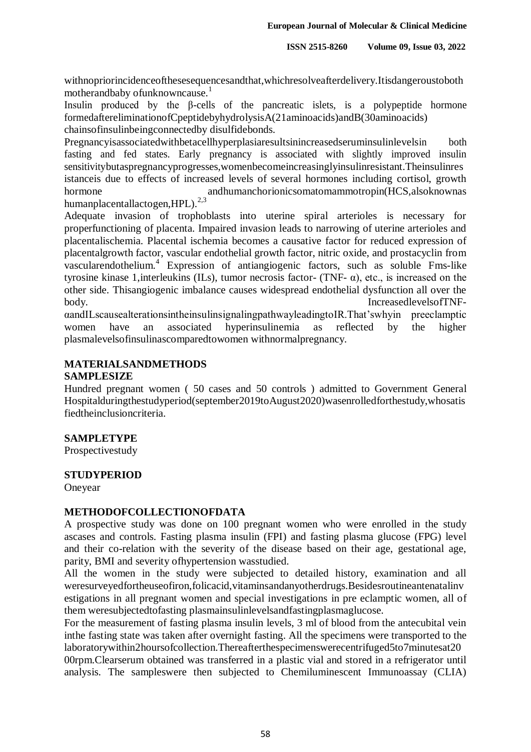withnopriorincidenceofthesesequencesandthat,whichresolveafterdelivery.Itisdangeroustoboth motherandbaby ofunknowncause.[1]

Insulin produced by the β-cells of the pancreatic islets, is a polypeptide hormone formedaftereliminationofCpeptidebyhydrolysisA(21aminoacids)andB(30aminoacids) chainsofinsulinbeingconnectedby disulfidebonds.

Pregnancyisassociatedwithbetacellhyperplasiaresultsinincreasedseruminsulinlevelsin both fasting and fed states. Early pregnancy is associated with slightly improved insulin sensitivitybutaspregnancyprogresses,womenbecomeincreasinglyinsulinresistant.Theinsulinresistanceis due to effects of increased levels of several hormones including cortisol, growth hormone andhumanchorionicsomatomammotropin(HCS,alsoknownas humanplacentallactogen,HPL).[2,3]

Adequate invasion of trophoblasts into uterine spiral arterioles is necessary for properfunctioning of placenta. Impaired invasion leads to narrowing of uterine arterioles and placentalischemia. Placental ischemia becomes a causative factor for reduced expression of placentalgrowth factor, vascular endothelial growth factor, nitric oxide, and prostacyclin from vascularendothelium.[4] Expression of antiangiogenic factors, such as soluble Fms-like tyrosine kinase 1,interleukins (ILs), tumor necrosis factor- (TNF- α), etc., is increased on the other side. Thisangiogenic imbalance causes widespread endothelial dysfunction all over the body. IncreasedlevelsofTNF-αandILscausealterationsintheinsulinsignalingpathwayleadingtoIR.That'swhyin preeclamptic women have an associated hyperinsulinemia as reflected by the higher plasmalevelsofinsulinascomparedtowomen withnormalpregnancy.

## MATERIALSANDMETHODS

### SAMPLESIZE

Hundred pregnant women ( 50 cases and 50 controls ) admitted to Government General Hospitalduringthestudyperiod(september2019toAugust2020)wasenrolledforthestudy,whosatisfiedtheinclusioncriteria.

### SAMPLETYPE

Prospectivestudy

### STUDYPERIOD

Oneyear

### METHODOFCOLLECTIONOFDATA

A prospective study was done on 100 pregnant women who were enrolled in the study ascases and controls. Fasting plasma insulin (FPI) and fasting plasma glucose (FPG) level and their co-relation with the severity of the disease based on their age, gestational age, parity, BMI and severity ofhypertension wasstudied.

All the women in the study were subjected to detailed history, examination and all weresurveyedfortheuseofiron,folicacid,vitaminsandanyotherdrugs.Besidesroutineantenatalinvestigations in all pregnant women and special investigations in pre eclamptic women, all of them weresubjectedtofasting plasmainsulinlevelsandfastingplasmaglucose.

For the measurement of fasting plasma insulin levels, 3 ml of blood from the antecubital vein inthe fasting state was taken after overnight fasting. All the specimens were transported to the laboratorywithin2hoursofcollection.Thereafterthespecimenswerecentrifuged5to7minutesat2000rpm.Clearserum obtained was transferred in a plastic vial and stored in a refrigerator until analysis. The sampleswere then subjected to Chemiluminescent Immunoassay (CLIA)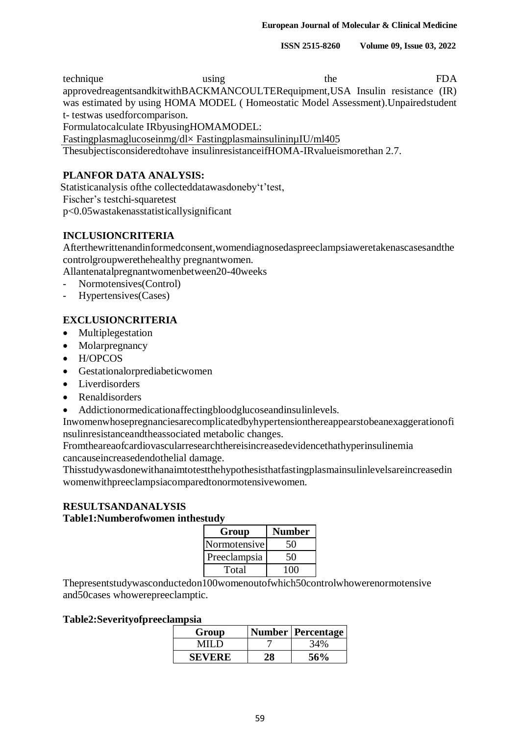technique using the FDA approvedreagentsandkitwithBACKMANCOULTERequipment,USA Insulin resistance (IR) was estimated by using HOMA MODEL ( Homeostatic Model Assessment).Unpairedstudent t- testwas usedforcomparison.

FormulatocalculateIRbyusingHOMAMODEL:

$$\frac{\text{Fastingplasmaglucoseinmg/dl} \times \text{FastingplasmainsulininμIU/ml}}{405}$$

ThesubjectisconsideredtohaveinsulinresistanceifHOMA-IRvalueismorethan 2.7.

## PLANFOR DATA ANALYSIS:

Statisticanalysis ofthe collecteddatawasdoneby't'test,
Fischer's testchi-squaretest
$p<0.05$wastakenasstatisticallysignificant

## INCLUSIONCRITERIA

Afterthewrittenandinformedconsent,womendiagnosedaspreeclampsiaweretakenascasesandthe controlgroupwerethehealthy pregnantwomen.

Allantenatalpregnantwomenbetween20-40weeks

- Normotensives(Control)
- Hypertensives(Cases)

## EXCLUSIONCRITERIA

- Multiplegestation
- Molarpregnancy
- H/OPCOS
- Gestationalorprediabeticwomen
- Liverdisorders
- Renaldisorders
- Addictionormedicationaffectingbloodglucoseandinsulinlevels.

Inwomenwhosepregnanciesarecomplicatedbyhypertensionthereappearstobeanexaggerationofinsulinresistanceandtheassociated metabolic changes.

Fromtheareaofcardiovascularresearchthereisincreasedevidencethathyperinsulinemia cancauseincreasedendothelial damage.

Thisstudywasdonewithanaimtotestthehypothesisthatfastingplasmainsulinlevelsareincreasedin womenwithpreeclampsiacomparedtonormotensivewomen.

## RESULTSANDANALYSIS

**Table1:Numberofwomen inthestudy**

| Group | Number |
|---|---|
| Normotensive | 50 |
| Preeclampsia | 50 |
| Total | 100 |

Thepresentstudywasconductedon100womenoutofwhich50controlwhowerenormotensive and50cases whowerepreeclamptic.

**Table2:Severityofpreeclampsia**

| Group | Number | Percentage |
|---|---|---|
| MILD | 7 | 34% |
| **SEVERE** | **28** | **56%** |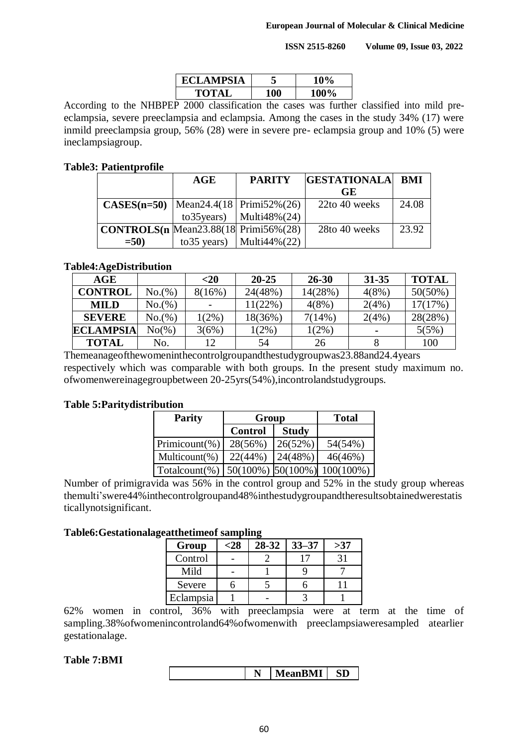| ECLAMPSIA | 5 | 10% |
|---|---|---|
| TOTAL | 100 | 100% |

According to the NHBPEP 2000 classification the cases was further classified into mild pre-eclampsia, severe preeclampsia and eclampsia. Among the cases in the study 34% (17) were inmild preeclampsia group, 56% (28) were in severe pre- eclampsia group and 10% (5) were ineclampsiagroup.

**Table3: Patientprofile**

| | AGE | PARITY | GESTATIONALAGE | BMI |
|---|---|---|---|---|
| CASES(n=50) | Mean24.4(18 to35years) | Primi52%(26) Multi48%(24) | 22to 40 weeks | 24.08 |
| CONTROLS(n=50) | Mean23.88(18 to35 years) | Primi56%(28) Multi44%(22) | 28to 40 weeks | 23.92 |

**Table4:AgeDistribution**

| AGE | | <20 | 20-25 | 26-30 | 31-35 | TOTAL |
|---|---|---|---|---|---|---|
| CONTROL | No.(%) | 8(16%) | 24(48%) | 14(28%) | 4(8%) | 50(50%) |
| MILD | No.(%) | - | 11(22%) | 4(8%) | 2(4%) | 17(17%) |
| SEVERE | No.(%) | 1(2%) | 18(36%) | 7(14%) | 2(4%) | 28(28%) |
| ECLAMPSIA | No(%) | 3(6%) | 1(2%) | 1(2%) | - | 5(5%) |
| TOTAL | No. | 12 | 54 | 26 | 8 | 100 |

Themeanageofthewomeninthecontrolgroupandthestudygroupwas23.88and24.4years respectively which was comparable with both groups. In the present study maximum no. ofwomenwereinagegroupbetween 20-25yrs(54%),incontrolandstudygroups.

**Table 5:Paritydistribution**

| Parity | Group | | Total |
|---|---|---|---|
| | Control | Study | |
| Primicount(%) | 28(56%) | 26(52%) | 54(54%) |
| Multicount(%) | 22(44%) | 24(48%) | 46(46%) |
| Totalcount(%) | 50(100%) | 50(100%) | 100(100%) |

Number of primigravida was 56% in the control group and 52% in the study group whereas themulti'swere44%inthecontrolgroupand48%inthestudygroupandtheresultsobtainedwerestatisticallynotsignificant.

**Table6:Gestationalageatthetimeof sampling**

| Group | <28 | 28-32 | 33–37 | >37 |
|---|---|---|---|---|
| Control | - | 2 | 17 | 31 |
| Mild | - | 1 | 9 | 7 |
| Severe | 6 | 5 | 6 | 11 |
| Eclampsia | 1 | - | 3 | 1 |

62% women in control, 36% with preeclampsia were at term at the time of sampling.38%ofwomenincontroland64%ofwomenwith preeclampsiaweresampled atearlier gestationalage.

**Table 7:BMI**

| | N | MeanBMI | SD |
|---|---|---|---|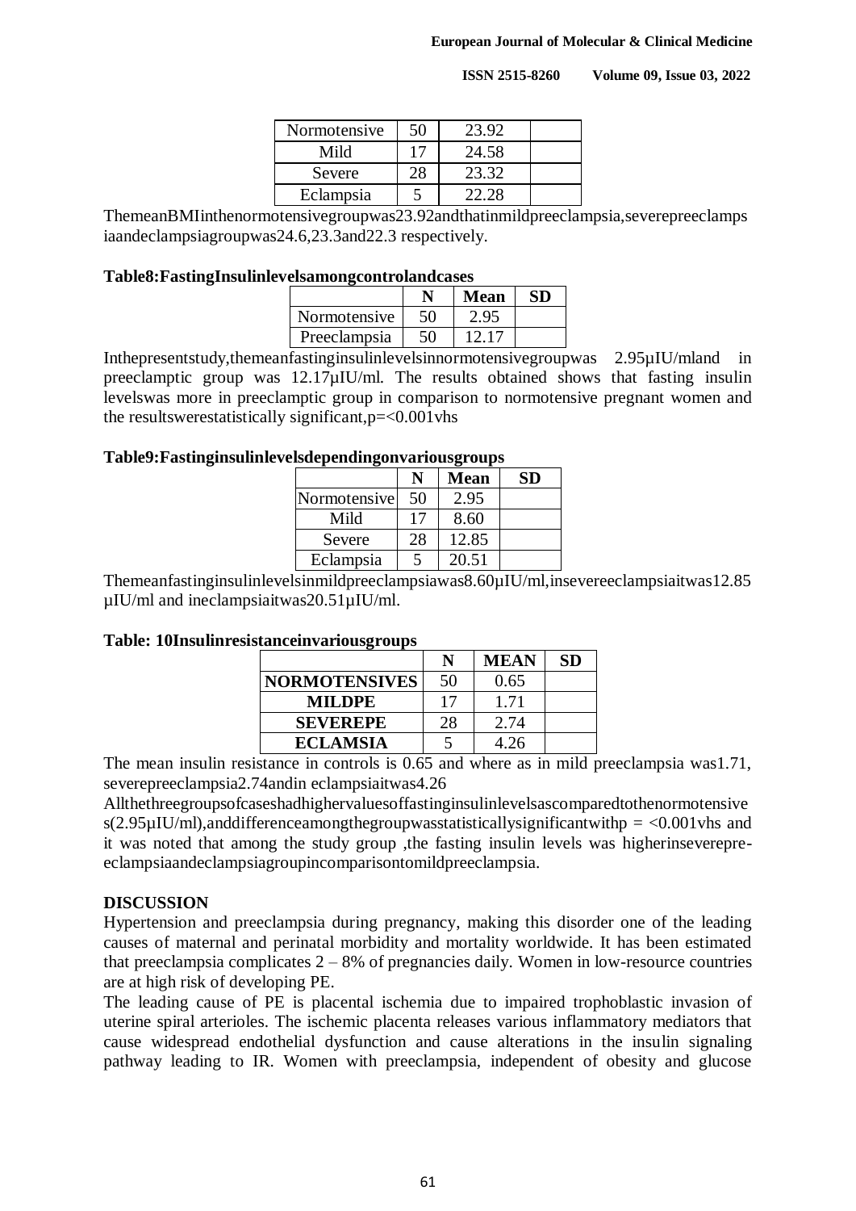| Normotensive | 50 | 23.92 | |
|---|---|---|---|
| Mild | 17 | 24.58 | |
| Severe | 28 | 23.32 | |
| Eclampsia | 5 | 22.28 | |

ThemeanBMIinthenormotensivegroupwas23.92andthatinmildpreeclampsia,severepreeclampsiaandeclampsiagroupwas24.6,23.3and22.3 respectively.

**Table8:FastingInsulinlevelsamongcontrolandcases**

| | N | Mean | SD |
|---|---|---|---|
| Normotensive | 50 | 2.95 | |
| Preeclampsia | 50 | 12.17 | |

Inthepresentstudy,themeanfastinginsulinlevelsinnormotensivegroupwas 2.95µIU/mland in preeclamptic group was 12.17µIU/ml. The results obtained shows that fasting insulin levelswas more in preeclamptic group in comparison to normotensive pregnant women and the resultswerestatistically significant,p=<0.001vhs

**Table9:Fastinginsulinlevelsdependingonvariousgroups**

| | N | Mean | SD |
|---|---|---|---|
| Normotensive | 50 | 2.95 | |
| Mild | 17 | 8.60 | |
| Severe | 28 | 12.85 | |
| Eclampsia | 5 | 20.51 | |

Themeanfastinginsulinlevelsinmildpreeclampsiawas8.60µIU/ml,insevereeclampsiaitwas12.85 µIU/ml and ineclampsiaitwas20.51µIU/ml.

**Table: 10Insulinresistanceinvariousgroups**

| | N | MEAN | SD |
|---|---|---|---|
| **NORMOTENSIVES** | 50 | 0.65 | |
| **MILDPE** | 17 | 1.71 | |
| **SEVEREPE** | 28 | 2.74 | |
| **ECLAMSIA** | 5 | 4.26 | |

The mean insulin resistance in controls is 0.65 and where as in mild preeclampsia was1.71, severepreeclampsia2.74andin eclampsiaitwas4.26

Allthethreegroupsofcaseshadhighervaluesoffastinginsulinlevelsascomparedtothenormotensives(2.95µIU/ml),anddifferenceamongthegroupwasstatisticallysignificantwithp = <0.001vhs and it was noted that among the study group ,the fasting insulin levels was higherinseverepre-eclampsiaandeclampsiagroupincomparisontomildpreeclampsia.

## DISCUSSION

Hypertension and preeclampsia during pregnancy, making this disorder one of the leading causes of maternal and perinatal morbidity and mortality worldwide. It has been estimated that preeclampsia complicates 2 – 8% of pregnancies daily. Women in low-resource countries are at high risk of developing PE.

The leading cause of PE is placental ischemia due to impaired trophoblastic invasion of uterine spiral arterioles. The ischemic placenta releases various inflammatory mediators that cause widespread endothelial dysfunction and cause alterations in the insulin signaling pathway leading to IR. Women with preeclampsia, independent of obesity and glucose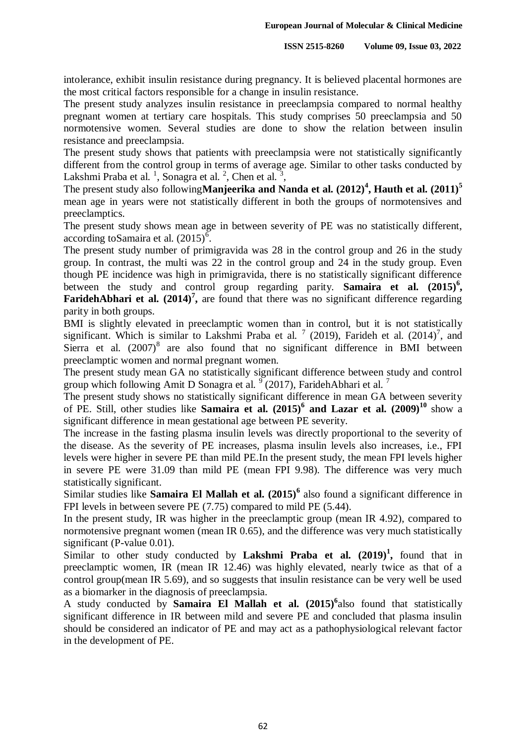intolerance, exhibit insulin resistance during pregnancy. It is believed placental hormones are the most critical factors responsible for a change in insulin resistance.

The present study analyzes insulin resistance in preeclampsia compared to normal healthy pregnant women at tertiary care hospitals. This study comprises 50 preeclampsia and 50 normotensive women. Several studies are done to show the relation between insulin resistance and preeclampsia.

The present study shows that patients with preeclampsia were not statistically significantly different from the control group in terms of average age. Similar to other tasks conducted by Lakshmi Praba et al. [1], Sonagra et al. [2], Chen et al. [3],

The present study also following**Manjeerika and Nanda et al. (2012)[4], Hauth et al. (2011)[5]** mean age in years were not statistically different in both the groups of normotensives and preeclamptics.

The present study shows mean age in between severity of PE was no statistically different, according toSamaira et al. (2015)[6].

The present study number of primigravida was 28 in the control group and 26 in the study group. In contrast, the multi was 22 in the control group and 24 in the study group. Even though PE incidence was high in primigravida, there is no statistically significant difference between the study and control group regarding parity. **Samaira et al. (2015)[6], FaridehAbhari et al. (2014)[7],** are found that there was no significant difference regarding parity in both groups.

BMI is slightly elevated in preeclamptic women than in control, but it is not statistically significant. Which is similar to Lakshmi Praba et al. [7] (2019), Farideh et al. (2014)[7], and Sierra et al. (2007)[8] are also found that no significant difference in BMI between preeclamptic women and normal pregnant women.

The present study mean GA no statistically significant difference between study and control group which following Amit D Sonagra et al. [9] (2017), FaridehAbhari et al. [7]

The present study shows no statistically significant difference in mean GA between severity of PE. Still, other studies like **Samaira et al. (2015)[6] and Lazar et al. (2009)[10]** show a significant difference in mean gestational age between PE severity.

The increase in the fasting plasma insulin levels was directly proportional to the severity of the disease. As the severity of PE increases, plasma insulin levels also increases, i.e., FPI levels were higher in severe PE than mild PE.In the present study, the mean FPI levels higher in severe PE were 31.09 than mild PE (mean FPI 9.98). The difference was very much statistically significant.

Similar studies like **Samaira El Mallah et al. (2015)[6]** also found a significant difference in FPI levels in between severe PE (7.75) compared to mild PE (5.44).

In the present study, IR was higher in the preeclamptic group (mean IR 4.92), compared to normotensive pregnant women (mean IR 0.65), and the difference was very much statistically significant (P-value 0.01).

Similar to other study conducted by **Lakshmi Praba et al. (2019)[1],** found that in preeclamptic women, IR (mean IR 12.46) was highly elevated, nearly twice as that of a control group(mean IR 5.69), and so suggests that insulin resistance can be very well be used as a biomarker in the diagnosis of preeclampsia.

A study conducted by **Samaira El Mallah et al. (2015)[6]**also found that statistically significant difference in IR between mild and severe PE and concluded that plasma insulin should be considered an indicator of PE and may act as a pathophysiological relevant factor in the development of PE.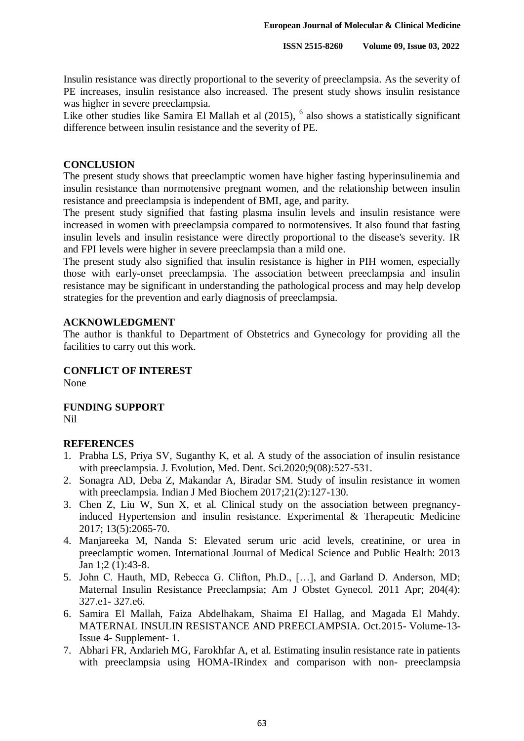Insulin resistance was directly proportional to the severity of preeclampsia. As the severity of PE increases, insulin resistance also increased. The present study shows insulin resistance was higher in severe preeclampsia.

Like other studies like Samira El Mallah et al (2015), [6] also shows a statistically significant difference between insulin resistance and the severity of PE.

## CONCLUSION

The present study shows that preeclamptic women have higher fasting hyperinsulinemia and insulin resistance than normotensive pregnant women, and the relationship between insulin resistance and preeclampsia is independent of BMI, age, and parity.

The present study signified that fasting plasma insulin levels and insulin resistance were increased in women with preeclampsia compared to normotensives. It also found that fasting insulin levels and insulin resistance were directly proportional to the disease's severity. IR and FPI levels were higher in severe preeclampsia than a mild one.

The present study also signified that insulin resistance is higher in PIH women, especially those with early-onset preeclampsia. The association between preeclampsia and insulin resistance may be significant in understanding the pathological process and may help develop strategies for the prevention and early diagnosis of preeclampsia.

## ACKNOWLEDGMENT

The author is thankful to Department of Obstetrics and Gynecology for providing all the facilities to carry out this work.

## CONFLICT OF INTEREST

None

## FUNDING SUPPORT

Nil

## REFERENCES

1. Prabha LS, Priya SV, Suganthy K, et al. A study of the association of insulin resistance with preeclampsia. J. Evolution, Med. Dent. Sci.2020;9(08):527-531.
2. Sonagra AD, Deba Z, Makandar A, Biradar SM. Study of insulin resistance in women with preeclampsia. Indian J Med Biochem 2017;21(2):127-130.
3. Chen Z, Liu W, Sun X, et al. Clinical study on the association between pregnancy-induced Hypertension and insulin resistance. Experimental & Therapeutic Medicine 2017; 13(5):2065-70.
4. Manjareeka M, Nanda S: Elevated serum uric acid levels, creatinine, or urea in preeclamptic women. International Journal of Medical Science and Public Health: 2013 Jan 1;2 (1):43-8.
5. John C. Hauth, MD, Rebecca G. Clifton, Ph.D., […], and Garland D. Anderson, MD; Maternal Insulin Resistance Preeclampsia; Am J Obstet Gynecol. 2011 Apr; 204(4): 327.e1- 327.e6.
6. Samira El Mallah, Faiza Abdelhakam, Shaima El Hallag, and Magada El Mahdy. MATERNAL INSULIN RESISTANCE AND PREECLAMPSIA. Oct.2015- Volume-13- Issue 4- Supplement- 1.
7. Abhari FR, Andarieh MG, Farokhfar A, et al. Estimating insulin resistance rate in patients with preeclampsia using HOMA-IRindex and comparison with non- preeclampsia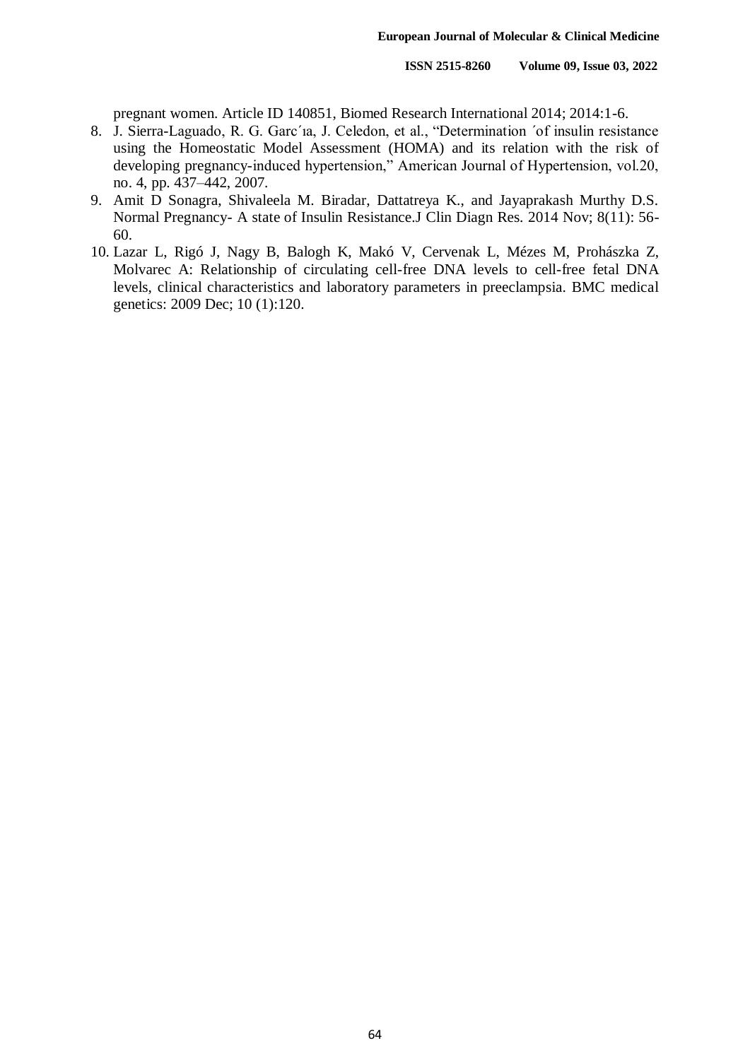pregnant women. Article ID 140851, Biomed Research International 2014; 2014:1-6.

8. J. Sierra-Laguado, R. G. Garc´ıa, J. Celedon, et al., "Determination ´of insulin resistance using the Homeostatic Model Assessment (HOMA) and its relation with the risk of developing pregnancy-induced hypertension," American Journal of Hypertension, vol.20, no. 4, pp. 437–442, 2007.
9. Amit D Sonagra, Shivaleela M. Biradar, Dattatreya K., and Jayaprakash Murthy D.S. Normal Pregnancy- A state of Insulin Resistance.J Clin Diagn Res. 2014 Nov; 8(11): 56-60.
10. Lazar L, Rigó J, Nagy B, Balogh K, Makó V, Cervenak L, Mézes M, Prohászka Z, Molvarec A: Relationship of circulating cell-free DNA levels to cell-free fetal DNA levels, clinical characteristics and laboratory parameters in preeclampsia. BMC medical genetics: 2009 Dec; 10 (1):120.